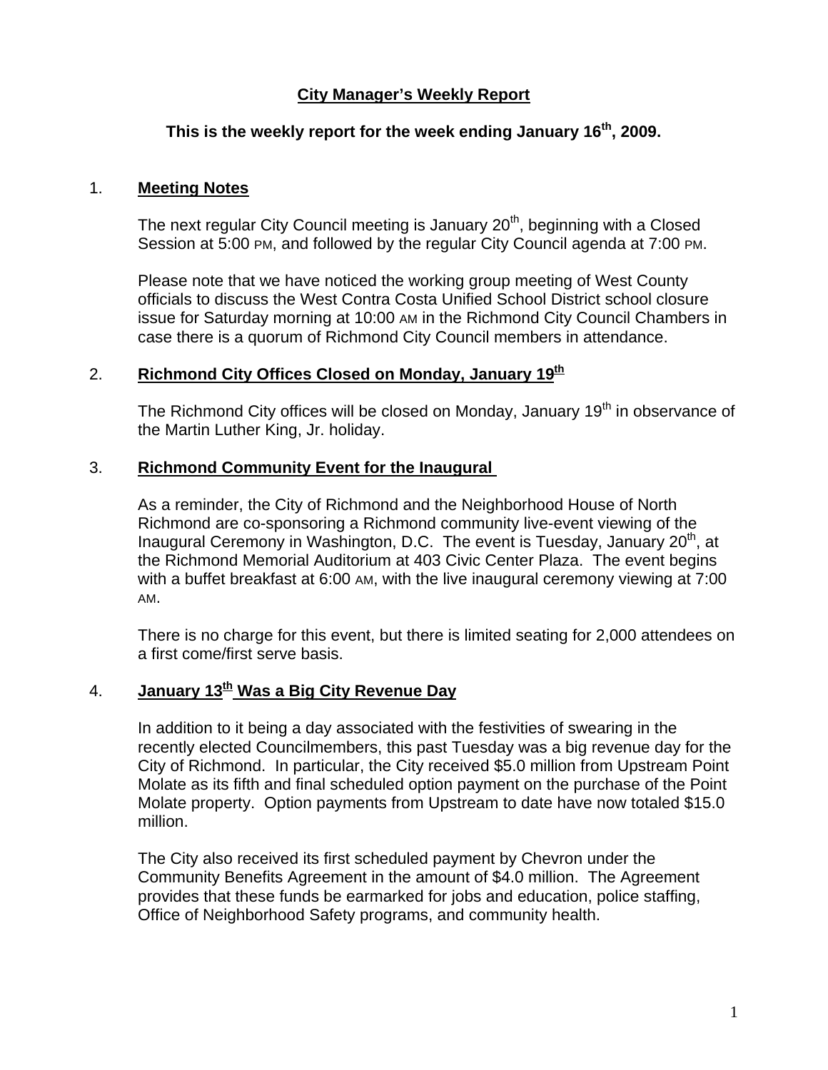# City Manager's Weekly Report

## This is the weekly report for the week ending January 16th, 2009.

### 1. Meeting Notes

The next regular City Council meeting is January 20th, beginning with a Closed Session at 5:00 PM, and followed by the regular City Council agenda at 7:00 PM.

Please note that we have noticed the working group meeting of West County officials to discuss the West Contra Costa Unified School District school closure issue for Saturday morning at 10:00 AM in the Richmond City Council Chambers in case there is a quorum of Richmond City Council members in attendance.

### 2. Richmond City Offices Closed on Monday, January 19th

The Richmond City offices will be closed on Monday, January 19th in observance of the Martin Luther King, Jr. holiday.

### 3. Richmond Community Event for the Inaugural

As a reminder, the City of Richmond and the Neighborhood House of North Richmond are co-sponsoring a Richmond community live-event viewing of the Inaugural Ceremony in Washington, D.C. The event is Tuesday, January 20th, at the Richmond Memorial Auditorium at 403 Civic Center Plaza. The event begins with a buffet breakfast at 6:00 AM, with the live inaugural ceremony viewing at 7:00 AM.

There is no charge for this event, but there is limited seating for 2,000 attendees on a first come/first serve basis.

### 4. January 13th Was a Big City Revenue Day

In addition to it being a day associated with the festivities of swearing in the recently elected Councilmembers, this past Tuesday was a big revenue day for the City of Richmond. In particular, the City received $5.0 million from Upstream Point Molate as its fifth and final scheduled option payment on the purchase of the Point Molate property. Option payments from Upstream to date have now totaled $15.0 million.

The City also received its first scheduled payment by Chevron under the Community Benefits Agreement in the amount of $4.0 million. The Agreement provides that these funds be earmarked for jobs and education, police staffing, Office of Neighborhood Safety programs, and community health.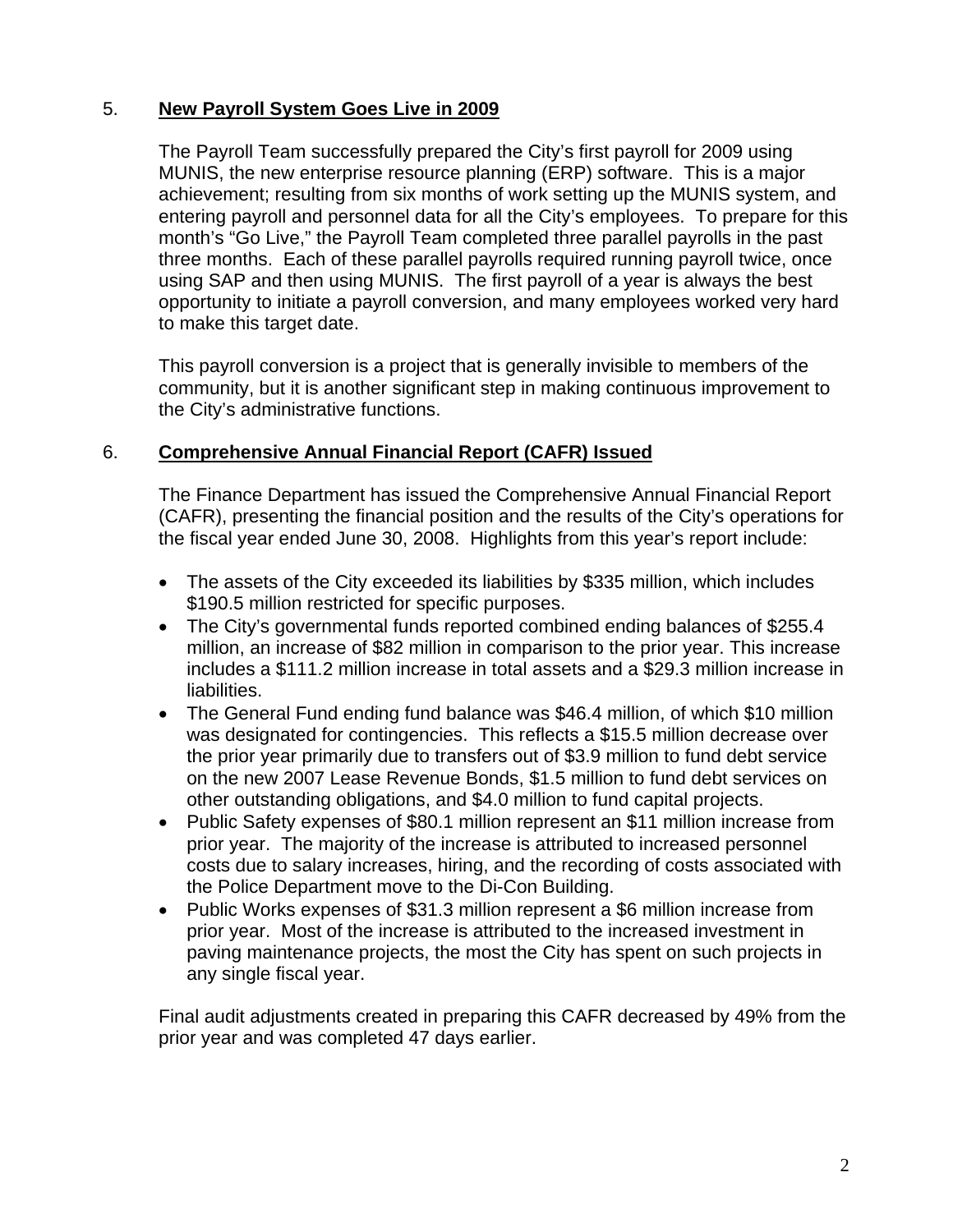5. **New Payroll System Goes Live in 2009**

The Payroll Team successfully prepared the City's first payroll for 2009 using MUNIS, the new enterprise resource planning (ERP) software. This is a major achievement; resulting from six months of work setting up the MUNIS system, and entering payroll and personnel data for all the City's employees. To prepare for this month's "Go Live," the Payroll Team completed three parallel payrolls in the past three months. Each of these parallel payrolls required running payroll twice, once using SAP and then using MUNIS. The first payroll of a year is always the best opportunity to initiate a payroll conversion, and many employees worked very hard to make this target date.

This payroll conversion is a project that is generally invisible to members of the community, but it is another significant step in making continuous improvement to the City's administrative functions.

6. **Comprehensive Annual Financial Report (CAFR) Issued**

The Finance Department has issued the Comprehensive Annual Financial Report (CAFR), presenting the financial position and the results of the City's operations for the fiscal year ended June 30, 2008. Highlights from this year's report include:

- The assets of the City exceeded its liabilities by $335 million, which includes $190.5 million restricted for specific purposes.
- The City's governmental funds reported combined ending balances of $255.4 million, an increase of $82 million in comparison to the prior year. This increase includes a $111.2 million increase in total assets and a $29.3 million increase in liabilities.
- The General Fund ending fund balance was $46.4 million, of which $10 million was designated for contingencies. This reflects a $15.5 million decrease over the prior year primarily due to transfers out of $3.9 million to fund debt service on the new 2007 Lease Revenue Bonds, $1.5 million to fund debt services on other outstanding obligations, and $4.0 million to fund capital projects.
- Public Safety expenses of $80.1 million represent an $11 million increase from prior year. The majority of the increase is attributed to increased personnel costs due to salary increases, hiring, and the recording of costs associated with the Police Department move to the Di-Con Building.
- Public Works expenses of $31.3 million represent a $6 million increase from prior year. Most of the increase is attributed to the increased investment in paving maintenance projects, the most the City has spent on such projects in any single fiscal year.

Final audit adjustments created in preparing this CAFR decreased by 49% from the prior year and was completed 47 days earlier.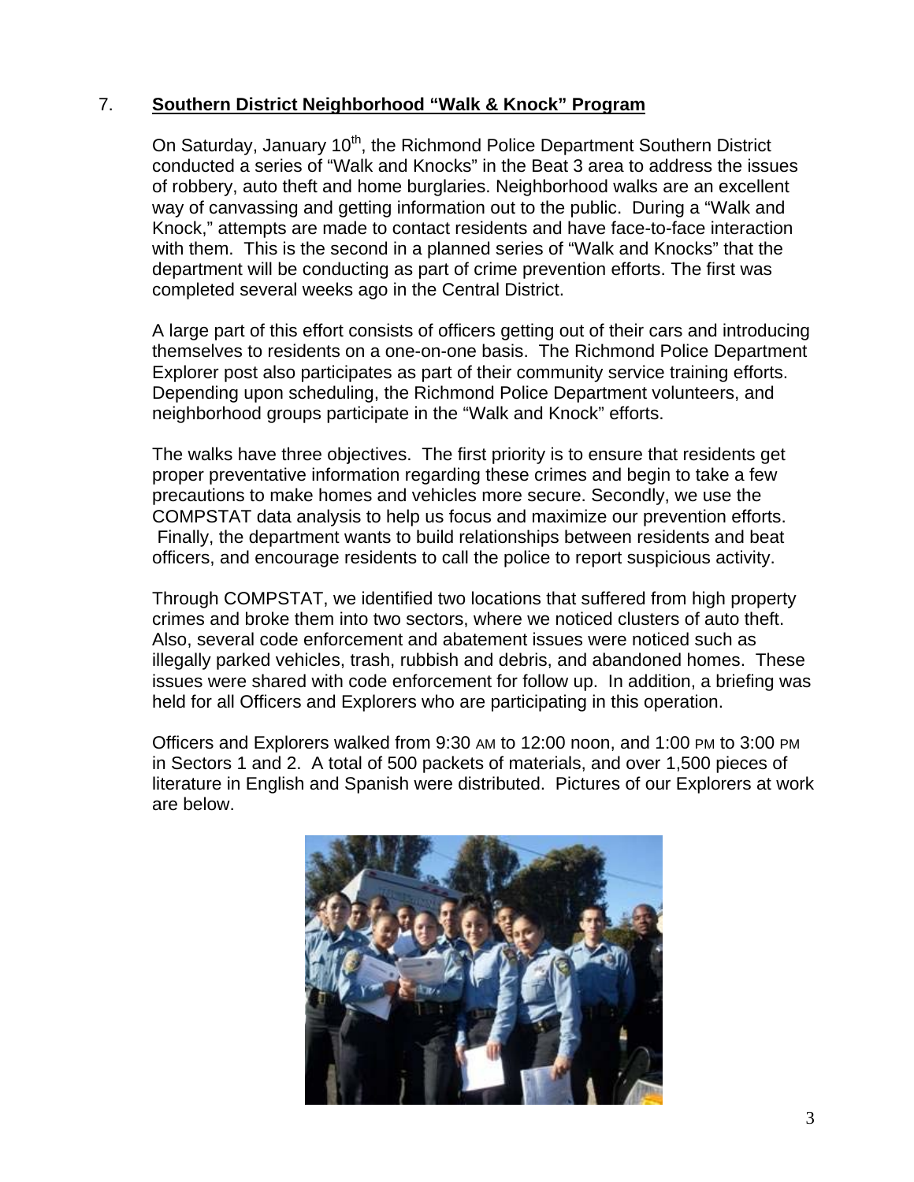## 7. Southern District Neighborhood "Walk & Knock" Program

On Saturday, January 10th, the Richmond Police Department Southern District conducted a series of "Walk and Knocks" in the Beat 3 area to address the issues of robbery, auto theft and home burglaries. Neighborhood walks are an excellent way of canvassing and getting information out to the public. During a "Walk and Knock," attempts are made to contact residents and have face-to-face interaction with them. This is the second in a planned series of "Walk and Knocks" that the department will be conducting as part of crime prevention efforts. The first was completed several weeks ago in the Central District.

A large part of this effort consists of officers getting out of their cars and introducing themselves to residents on a one-on-one basis. The Richmond Police Department Explorer post also participates as part of their community service training efforts. Depending upon scheduling, the Richmond Police Department volunteers, and neighborhood groups participate in the "Walk and Knock" efforts.

The walks have three objectives. The first priority is to ensure that residents get proper preventative information regarding these crimes and begin to take a few precautions to make homes and vehicles more secure. Secondly, we use the COMPSTAT data analysis to help us focus and maximize our prevention efforts. Finally, the department wants to build relationships between residents and beat officers, and encourage residents to call the police to report suspicious activity.

Through COMPSTAT, we identified two locations that suffered from high property crimes and broke them into two sectors, where we noticed clusters of auto theft. Also, several code enforcement and abatement issues were noticed such as illegally parked vehicles, trash, rubbish and debris, and abandoned homes. These issues were shared with code enforcement for follow up. In addition, a briefing was held for all Officers and Explorers who are participating in this operation.

Officers and Explorers walked from 9:30 AM to 12:00 noon, and 1:00 PM to 3:00 PM in Sectors 1 and 2. A total of 500 packets of materials, and over 1,500 pieces of literature in English and Spanish were distributed. Pictures of our Explorers at work are below.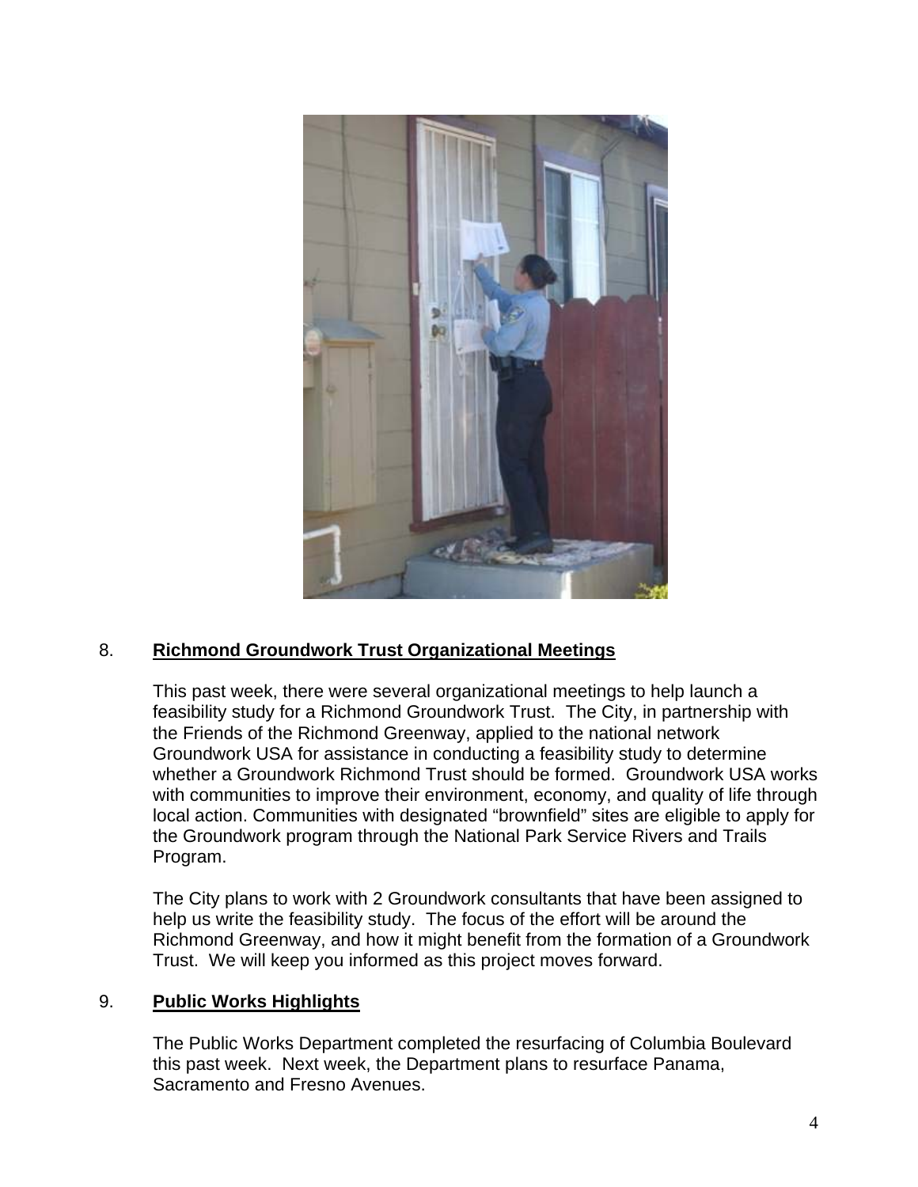8. **Richmond Groundwork Trust Organizational Meetings**

This past week, there were several organizational meetings to help launch a feasibility study for a Richmond Groundwork Trust. The City, in partnership with the Friends of the Richmond Greenway, applied to the national network Groundwork USA for assistance in conducting a feasibility study to determine whether a Groundwork Richmond Trust should be formed. Groundwork USA works with communities to improve their environment, economy, and quality of life through local action. Communities with designated "brownfield" sites are eligible to apply for the Groundwork program through the National Park Service Rivers and Trails Program.

The City plans to work with 2 Groundwork consultants that have been assigned to help us write the feasibility study. The focus of the effort will be around the Richmond Greenway, and how it might benefit from the formation of a Groundwork Trust. We will keep you informed as this project moves forward.

9. **Public Works Highlights**

The Public Works Department completed the resurfacing of Columbia Boulevard this past week. Next week, the Department plans to resurface Panama, Sacramento and Fresno Avenues.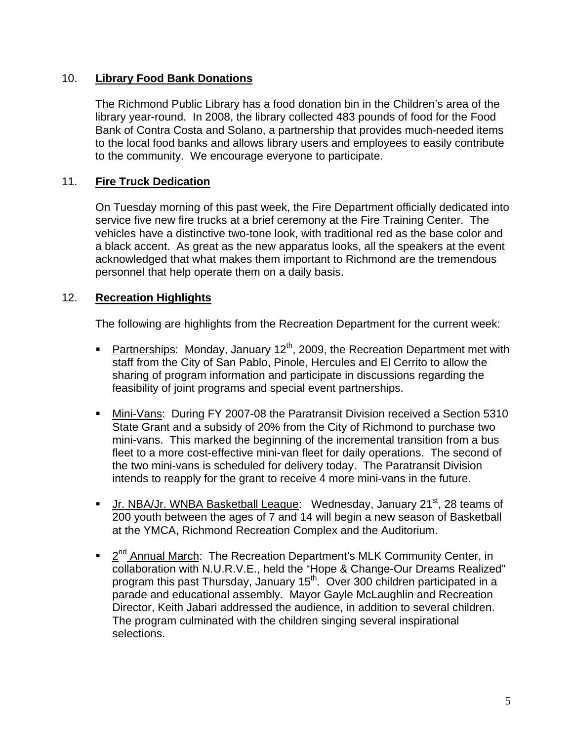10. **Library Food Bank Donations**

The Richmond Public Library has a food donation bin in the Children's area of the library year-round. In 2008, the library collected 483 pounds of food for the Food Bank of Contra Costa and Solano, a partnership that provides much-needed items to the local food banks and allows library users and employees to easily contribute to the community. We encourage everyone to participate.

11. **Fire Truck Dedication**

On Tuesday morning of this past week, the Fire Department officially dedicated into service five new fire trucks at a brief ceremony at the Fire Training Center. The vehicles have a distinctive two-tone look, with traditional red as the base color and a black accent. As great as the new apparatus looks, all the speakers at the event acknowledged that what makes them important to Richmond are the tremendous personnel that help operate them on a daily basis.

12. **Recreation Highlights**

The following are highlights from the Recreation Department for the current week:

- Partnerships: Monday, January 12th, 2009, the Recreation Department met with staff from the City of San Pablo, Pinole, Hercules and El Cerrito to allow the sharing of program information and participate in discussions regarding the feasibility of joint programs and special event partnerships.

- Mini-Vans: During FY 2007-08 the Paratransit Division received a Section 5310 State Grant and a subsidy of 20% from the City of Richmond to purchase two mini-vans. This marked the beginning of the incremental transition from a bus fleet to a more cost-effective mini-van fleet for daily operations. The second of the two mini-vans is scheduled for delivery today. The Paratransit Division intends to reapply for the grant to receive 4 more mini-vans in the future.

- Jr. NBA/Jr. WNBA Basketball League: Wednesday, January 21st, 28 teams of 200 youth between the ages of 7 and 14 will begin a new season of Basketball at the YMCA, Richmond Recreation Complex and the Auditorium.

- 2nd Annual March: The Recreation Department's MLK Community Center, in collaboration with N.U.R.V.E., held the "Hope & Change-Our Dreams Realized" program this past Thursday, January 15th. Over 300 children participated in a parade and educational assembly. Mayor Gayle McLaughlin and Recreation Director, Keith Jabari addressed the audience, in addition to several children. The program culminated with the children singing several inspirational selections.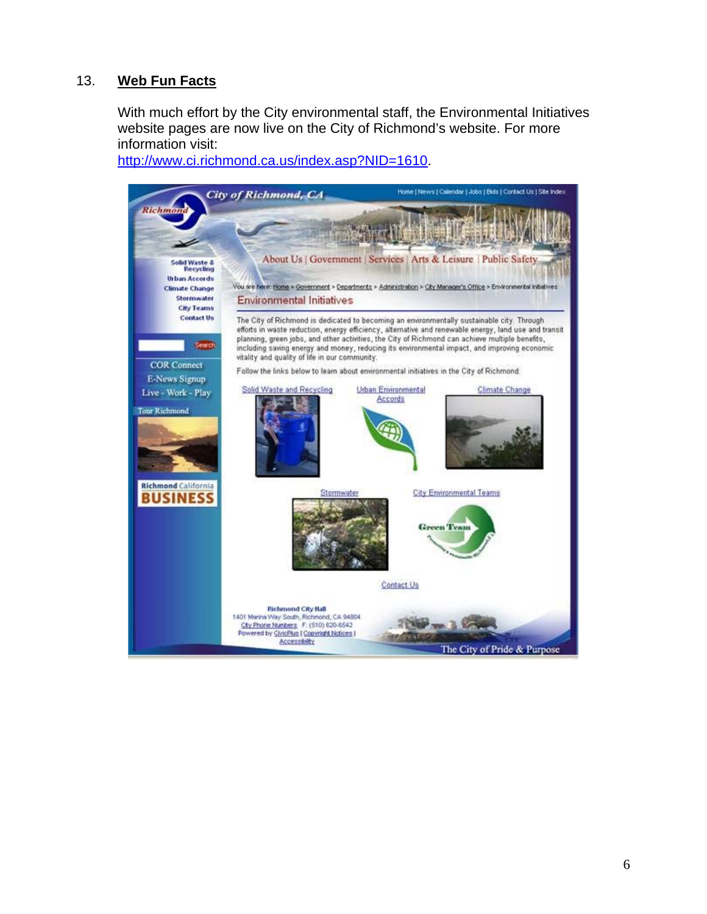## 13. Web Fun Facts

With much effort by the City environmental staff, the Environmental Initiatives website pages are now live on the City of Richmond's website. For more information visit: http://www.ci.richmond.ca.us/index.asp?NID=1610.